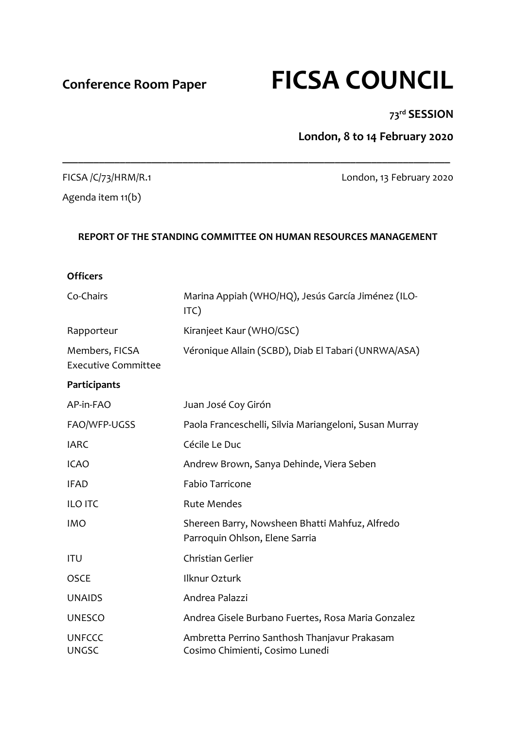**Conference Room Paper** 

# FICSA COUNCIL

**73rd SESSION**

**London, 8 to 14 February 2020**

---

FICSA /C/73/HRM/R.1

London, 13 February 2020

Agenda item 11(b)

**REPORT OF THE STANDING COMMITTEE ON HUMAN RESOURCES MANAGEMENT**

| **Officers** | |
|---|---|
| Co-Chairs | Marina Appiah (WHO/HQ), Jesús García Jiménez (ILO-ITC) |
| Rapporteur | Kiranjeet Kaur (WHO/GSC) |
| Members, FICSA Executive Committee | Véronique Allain (SCBD), Diab El Tabari (UNRWA/ASA) |
| **Participants** | |
| AP-in-FAO | Juan José Coy Girón |
| FAO/WFP-UGSS | Paola Franceschelli, Silvia Mariangeloni, Susan Murray |
| IARC | Cécile Le Duc |
| ICAO | Andrew Brown, Sanya Dehinde, Viera Seben |
| IFAD | Fabio Tarricone |
| ILO ITC | Rute Mendes |
| IMO | Shereen Barry, Nowsheen Bhatti Mahfuz, Alfredo Parroquin Ohlson, Elene Sarria |
| ITU | Christian Gerlier |
| OSCE | Ilknur Ozturk |
| UNAIDS | Andrea Palazzi |
| UNESCO | Andrea Gisele Burbano Fuertes, Rosa Maria Gonzalez |
| UNFCCC | Ambretta Perrino Santhosh Thanjavur Prakasam |
| UNGSC | Cosimo Chimienti, Cosimo Lunedi |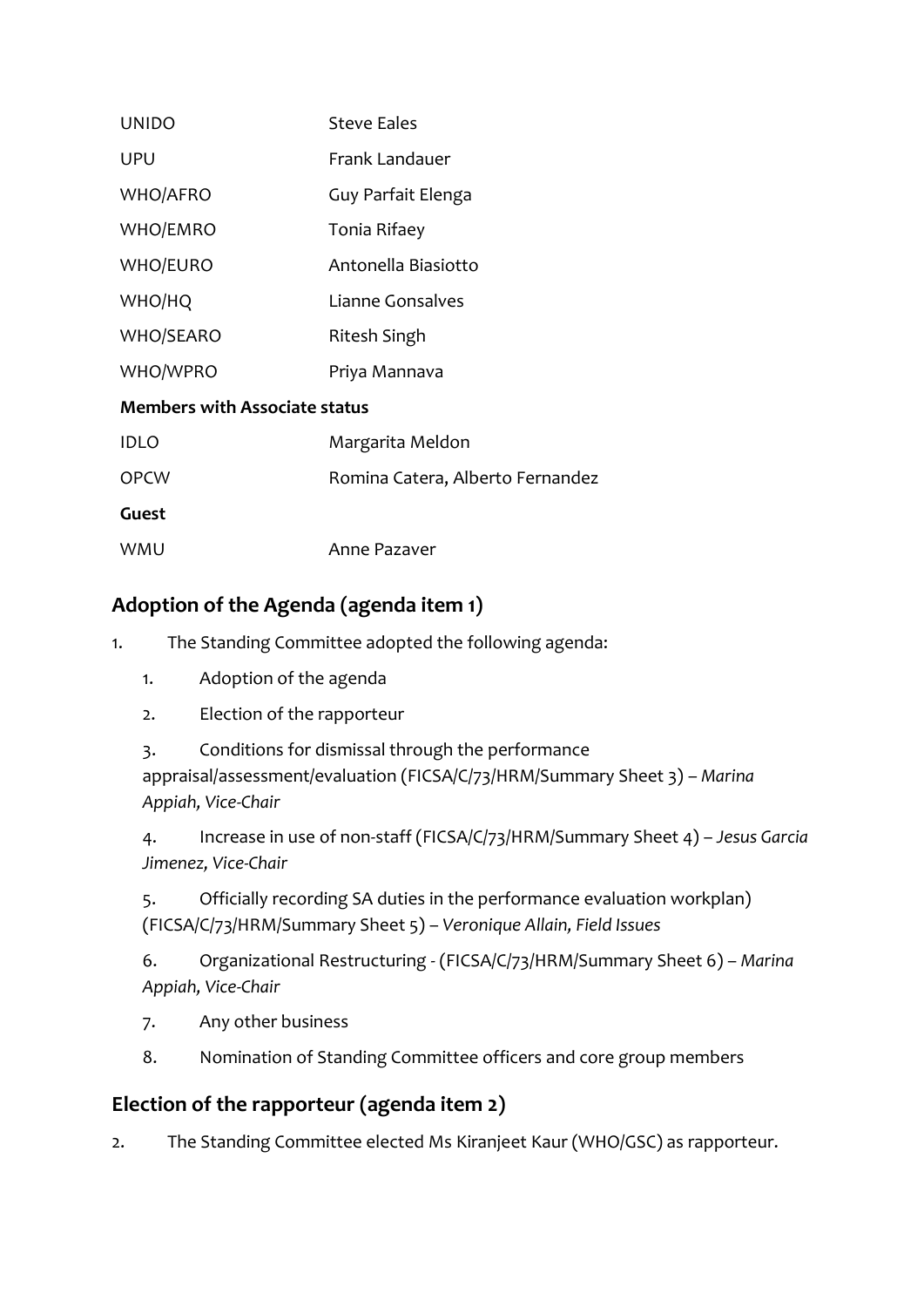| | |
|---|---|
| UNIDO | Steve Eales |
| UPU | Frank Landauer |
| WHO/AFRO | Guy Parfait Elenga |
| WHO/EMRO | Tonia Rifaey |
| WHO/EURO | Antonella Biasiotto |
| WHO/HQ | Lianne Gonsalves |
| WHO/SEARO | Ritesh Singh |
| WHO/WPRO | Priya Mannava |
| **Members with Associate status** | |
| IDLO | Margarita Meldon |
| OPCW | Romina Catera, Alberto Fernandez |
| **Guest** | |
| WMU | Anne Pazaver |

## Adoption of the Agenda (agenda item 1)

1. The Standing Committee adopted the following agenda:

    1. Adoption of the agenda
    2. Election of the rapporteur
    3. Conditions for dismissal through the performance appraisal/assessment/evaluation (FICSA/C/73/HRM/Summary Sheet 3) – *Marina Appiah, Vice-Chair*
    4. Increase in use of non-staff (FICSA/C/73/HRM/Summary Sheet 4) – *Jesus Garcia Jimenez, Vice-Chair*
    5. Officially recording SA duties in the performance evaluation workplan) (FICSA/C/73/HRM/Summary Sheet 5) – *Veronique Allain, Field Issues*
    6. Organizational Restructuring - (FICSA/C/73/HRM/Summary Sheet 6) – *Marina Appiah, Vice-Chair*
    7. Any other business
    8. Nomination of Standing Committee officers and core group members

## Election of the rapporteur (agenda item 2)

2. The Standing Committee elected Ms Kiranjeet Kaur (WHO/GSC) as rapporteur.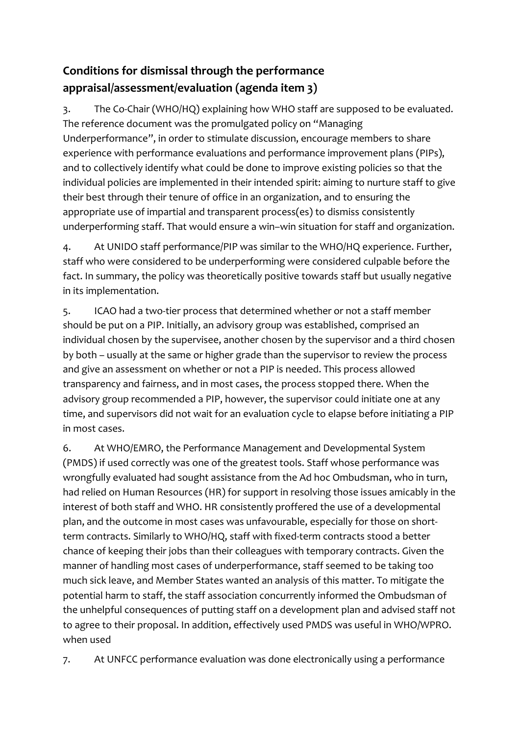## Conditions for dismissal through the performance appraisal/assessment/evaluation (agenda item 3)

3. The Co-Chair (WHO/HQ) explaining how WHO staff are supposed to be evaluated. The reference document was the promulgated policy on "Managing Underperformance", in order to stimulate discussion, encourage members to share experience with performance evaluations and performance improvement plans (PIPs), and to collectively identify what could be done to improve existing policies so that the individual policies are implemented in their intended spirit: aiming to nurture staff to give their best through their tenure of office in an organization, and to ensuring the appropriate use of impartial and transparent process(es) to dismiss consistently underperforming staff. That would ensure a win–win situation for staff and organization.

4. At UNIDO staff performance/PIP was similar to the WHO/HQ experience. Further, staff who were considered to be underperforming were considered culpable before the fact. In summary, the policy was theoretically positive towards staff but usually negative in its implementation.

5. ICAO had a two-tier process that determined whether or not a staff member should be put on a PIP. Initially, an advisory group was established, comprised an individual chosen by the supervisee, another chosen by the supervisor and a third chosen by both – usually at the same or higher grade than the supervisor to review the process and give an assessment on whether or not a PIP is needed. This process allowed transparency and fairness, and in most cases, the process stopped there. When the advisory group recommended a PIP, however, the supervisor could initiate one at any time, and supervisors did not wait for an evaluation cycle to elapse before initiating a PIP in most cases.

6. At WHO/EMRO, the Performance Management and Developmental System (PMDS) if used correctly was one of the greatest tools. Staff whose performance was wrongfully evaluated had sought assistance from the Ad hoc Ombudsman, who in turn, had relied on Human Resources (HR) for support in resolving those issues amicably in the interest of both staff and WHO. HR consistently proffered the use of a developmental plan, and the outcome in most cases was unfavourable, especially for those on short-term contracts. Similarly to WHO/HQ, staff with fixed-term contracts stood a better chance of keeping their jobs than their colleagues with temporary contracts. Given the manner of handling most cases of underperformance, staff seemed to be taking too much sick leave, and Member States wanted an analysis of this matter. To mitigate the potential harm to staff, the staff association concurrently informed the Ombudsman of the unhelpful consequences of putting staff on a development plan and advised staff not to agree to their proposal. In addition, effectively used PMDS was useful in WHO/WPRO. when used

7. At UNFCC performance evaluation was done electronically using a performance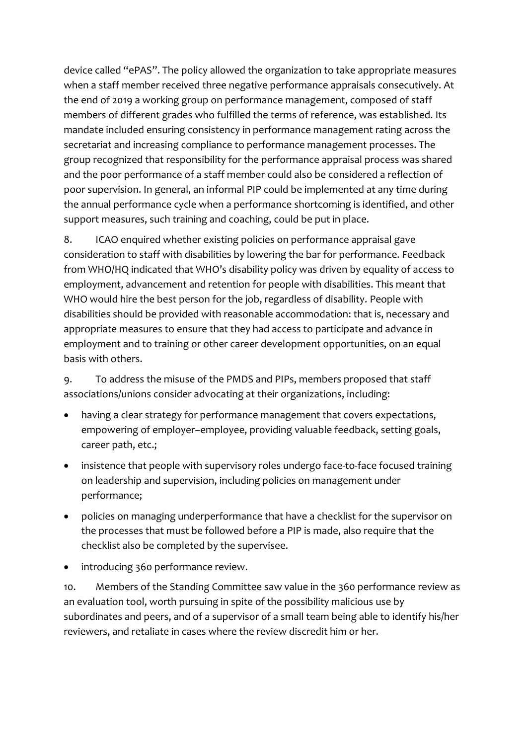device called "ePAS". The policy allowed the organization to take appropriate measures when a staff member received three negative performance appraisals consecutively. At the end of 2019 a working group on performance management, composed of staff members of different grades who fulfilled the terms of reference, was established. Its mandate included ensuring consistency in performance management rating across the secretariat and increasing compliance to performance management processes. The group recognized that responsibility for the performance appraisal process was shared and the poor performance of a staff member could also be considered a reflection of poor supervision. In general, an informal PIP could be implemented at any time during the annual performance cycle when a performance shortcoming is identified, and other support measures, such training and coaching, could be put in place.

8. ICAO enquired whether existing policies on performance appraisal gave consideration to staff with disabilities by lowering the bar for performance. Feedback from WHO/HQ indicated that WHO's disability policy was driven by equality of access to employment, advancement and retention for people with disabilities. This meant that WHO would hire the best person for the job, regardless of disability. People with disabilities should be provided with reasonable accommodation: that is, necessary and appropriate measures to ensure that they had access to participate and advance in employment and to training or other career development opportunities, on an equal basis with others.

9. To address the misuse of the PMDS and PIPs, members proposed that staff associations/unions consider advocating at their organizations, including:

- having a clear strategy for performance management that covers expectations, empowering of employer–employee, providing valuable feedback, setting goals, career path, etc.;
- insistence that people with supervisory roles undergo face-to-face focused training on leadership and supervision, including policies on management under performance;
- policies on managing underperformance that have a checklist for the supervisor on the processes that must be followed before a PIP is made, also require that the checklist also be completed by the supervisee.
- introducing 360 performance review.

10. Members of the Standing Committee saw value in the 360 performance review as an evaluation tool, worth pursuing in spite of the possibility malicious use by subordinates and peers, and of a supervisor of a small team being able to identify his/her reviewers, and retaliate in cases where the review discredit him or her.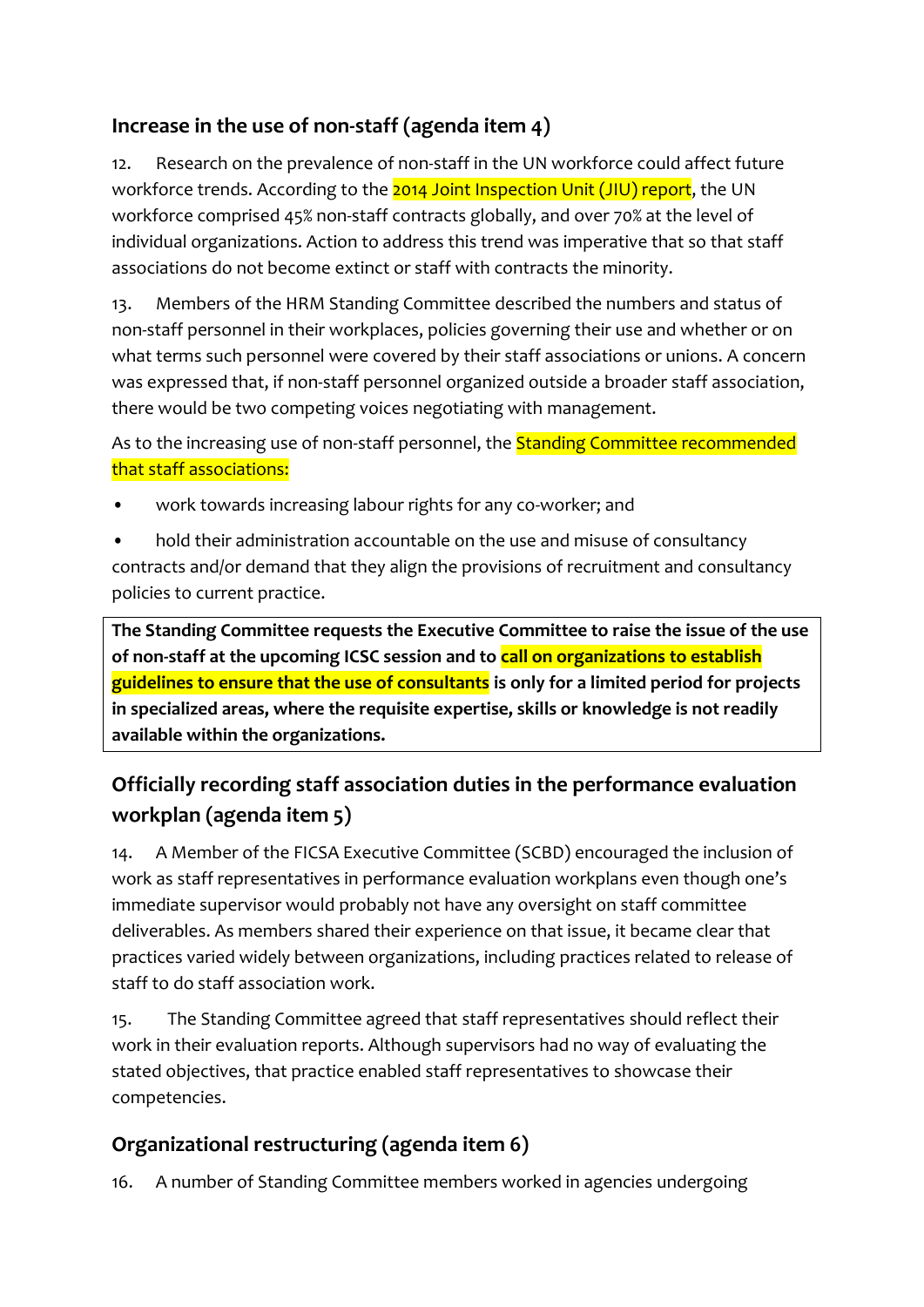## Increase in the use of non-staff (agenda item 4)

12. Research on the prevalence of non-staff in the UN workforce could affect future workforce trends. According to the 2014 Joint Inspection Unit (JIU) report, the UN workforce comprised 45% non-staff contracts globally, and over 70% at the level of individual organizations. Action to address this trend was imperative that so that staff associations do not become extinct or staff with contracts the minority.

13. Members of the HRM Standing Committee described the numbers and status of non-staff personnel in their workplaces, policies governing their use and whether or on what terms such personnel were covered by their staff associations or unions. A concern was expressed that, if non-staff personnel organized outside a broader staff association, there would be two competing voices negotiating with management.

As to the increasing use of non-staff personnel, the Standing Committee recommended that staff associations:

- work towards increasing labour rights for any co-worker; and
- hold their administration accountable on the use and misuse of consultancy contracts and/or demand that they align the provisions of recruitment and consultancy policies to current practice.

**The Standing Committee requests the Executive Committee to raise the issue of the use of non-staff at the upcoming ICSC session and to call on organizations to establish guidelines to ensure that the use of consultants is only for a limited period for projects in specialized areas, where the requisite expertise, skills or knowledge is not readily available within the organizations.**

## Officially recording staff association duties in the performance evaluation workplan (agenda item 5)

14. A Member of the FICSA Executive Committee (SCBD) encouraged the inclusion of work as staff representatives in performance evaluation workplans even though one's immediate supervisor would probably not have any oversight on staff committee deliverables. As members shared their experience on that issue, it became clear that practices varied widely between organizations, including practices related to release of staff to do staff association work.

15. The Standing Committee agreed that staff representatives should reflect their work in their evaluation reports. Although supervisors had no way of evaluating the stated objectives, that practice enabled staff representatives to showcase their competencies.

## Organizational restructuring (agenda item 6)

16. A number of Standing Committee members worked in agencies undergoing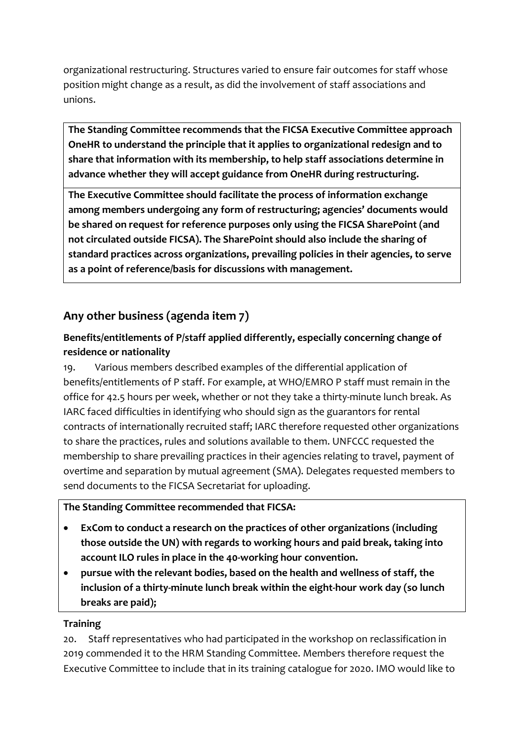organizational restructuring. Structures varied to ensure fair outcomes for staff whose position might change as a result, as did the involvement of staff associations and unions.

**The Standing Committee recommends that the FICSA Executive Committee approach OneHR to understand the principle that it applies to organizational redesign and to share that information with its membership, to help staff associations determine in advance whether they will accept guidance from OneHR during restructuring.**

**The Executive Committee should facilitate the process of information exchange among members undergoing any form of restructuring; agencies' documents would be shared on request for reference purposes only using the FICSA SharePoint (and not circulated outside FICSA). The SharePoint should also include the sharing of standard practices across organizations, prevailing policies in their agencies, to serve as a point of reference/basis for discussions with management.**

## Any other business (agenda item 7)

### Benefits/entitlements of P/staff applied differently, especially concerning change of residence or nationality

19. Various members described examples of the differential application of benefits/entitlements of P staff. For example, at WHO/EMRO P staff must remain in the office for 42.5 hours per week, whether or not they take a thirty-minute lunch break. As IARC faced difficulties in identifying who should sign as the guarantors for rental contracts of internationally recruited staff; IARC therefore requested other organizations to share the practices, rules and solutions available to them. UNFCCC requested the membership to share prevailing practices in their agencies relating to travel, payment of overtime and separation by mutual agreement (SMA). Delegates requested members to send documents to the FICSA Secretariat for uploading.

**The Standing Committee recommended that FICSA:**

- **ExCom to conduct a research on the practices of other organizations (including those outside the UN) with regards to working hours and paid break, taking into account ILO rules in place in the 40-working hour convention.**
- **pursue with the relevant bodies, based on the health and wellness of staff, the inclusion of a thirty-minute lunch break within the eight-hour work day (so lunch breaks are paid);**

### Training

20. Staff representatives who had participated in the workshop on reclassification in 2019 commended it to the HRM Standing Committee. Members therefore request the Executive Committee to include that in its training catalogue for 2020. IMO would like to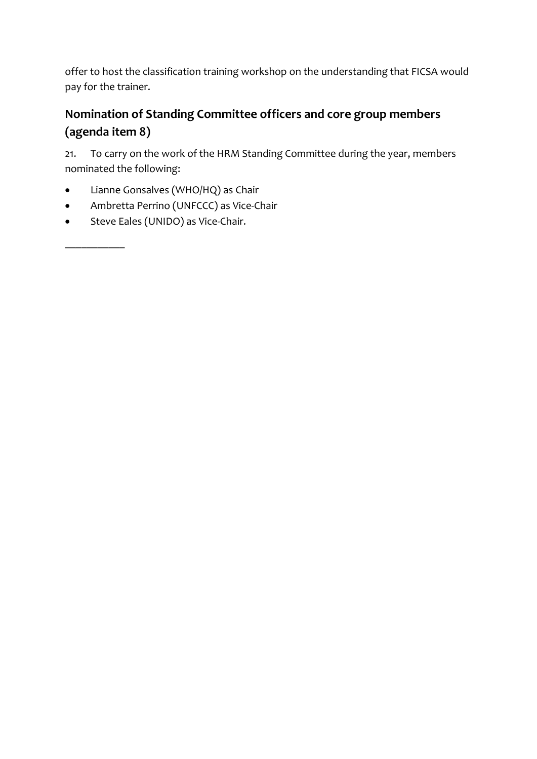offer to host the classification training workshop on the understanding that FICSA would pay for the trainer.

## Nomination of Standing Committee officers and core group members (agenda item 8)

21. To carry on the work of the HRM Standing Committee during the year, members nominated the following:

- Lianne Gonsalves (WHO/HQ) as Chair
- Ambretta Perrino (UNFCCC) as Vice-Chair
- Steve Eales (UNIDO) as Vice-Chair.

___________